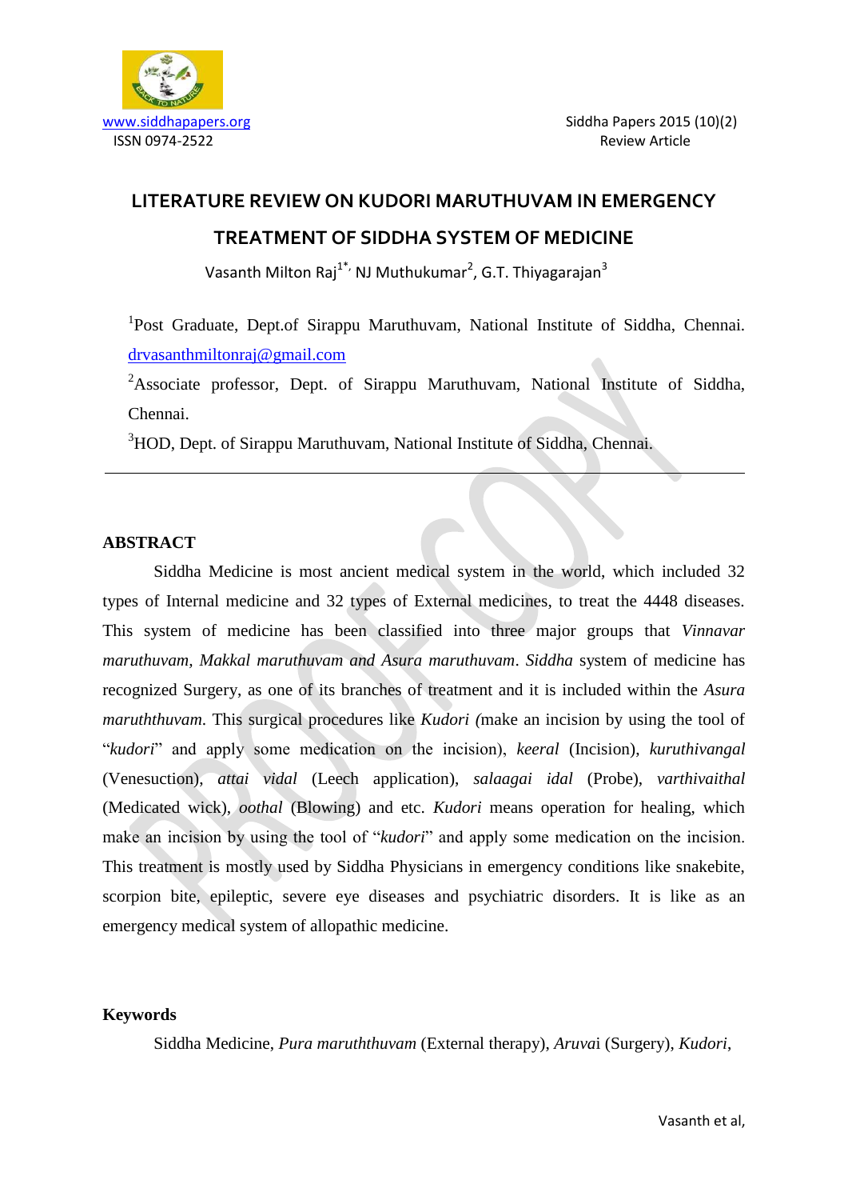# LITERATURE REVIEW ON KUDORI MARUTHUVAM IN EMERGENCY TREATMENT OF SIDDHA SYSTEM OF MEDICINE

Vasanth Milton Raj[1*], NJ Muthukumar[2], G.T. Thiyagarajan[3]

[1]Post Graduate, Dept.of Sirappu Maruthuvam, National Institute of Siddha, Chennai. drvasanthmiltonraj@gmail.com

[2]Associate professor, Dept. of Sirappu Maruthuvam, National Institute of Siddha, Chennai.

[3]HOD, Dept. of Sirappu Maruthuvam, National Institute of Siddha, Chennai.

---

## ABSTRACT

Siddha Medicine is most ancient medical system in the world, which included 32 types of Internal medicine and 32 types of External medicines, to treat the 4448 diseases. This system of medicine has been classified into three major groups that *Vinnavar maruthuvam*, *Makkal maruthuvam and Asura maruthuvam*. *Siddha* system of medicine has recognized Surgery, as one of its branches of treatment and it is included within the *Asura maruththuvam*. This surgical procedures like *Kudori (*make an incision by using the tool of "*kudori*" and apply some medication on the incision), *keeral* (Incision), *kuruthivangal* (Venesuction), *attai vidal* (Leech application), *salaagai idal* (Probe), *varthivaithal* (Medicated wick), *oothal* (Blowing) and etc. *Kudori* means operation for healing, which make an incision by using the tool of "*kudori*" and apply some medication on the incision. This treatment is mostly used by Siddha Physicians in emergency conditions like snakebite, scorpion bite, epileptic, severe eye diseases and psychiatric disorders. It is like as an emergency medical system of allopathic medicine.

## Keywords

Siddha Medicine, *Pura maruththuvam* (External therapy), *Aruva*i (Surgery), *Kudori*,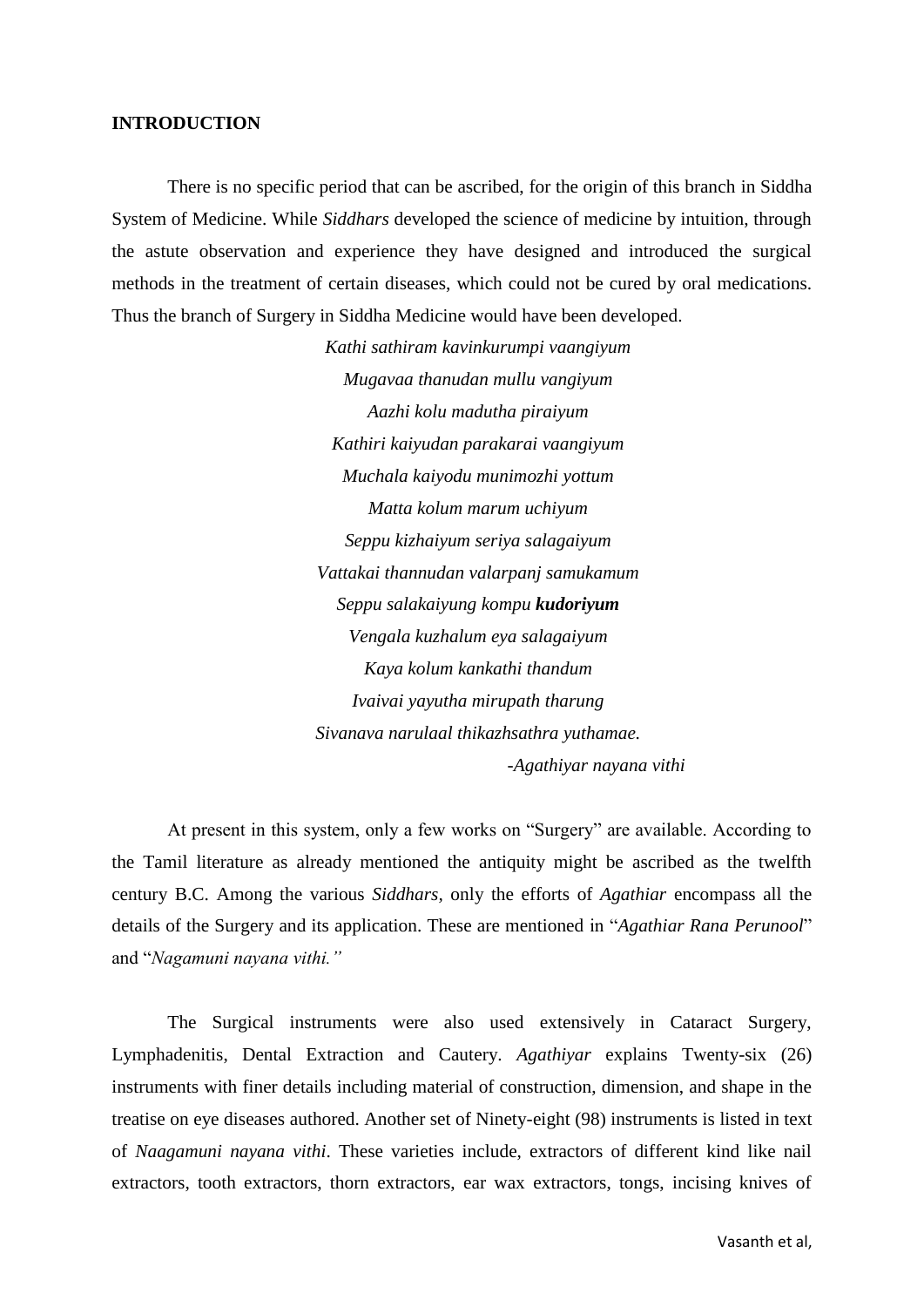**INTRODUCTION**

There is no specific period that can be ascribed, for the origin of this branch in Siddha System of Medicine. While *Siddhars* developed the science of medicine by intuition, through the astute observation and experience they have designed and introduced the surgical methods in the treatment of certain diseases, which could not be cured by oral medications. Thus the branch of Surgery in Siddha Medicine would have been developed.

*Kathi sathiram kavinkurumpi vaangiyum*
*Mugavaa thanudan mullu vangiyum*
*Aazhi kolu madutha piraiyum*
*Kathiri kaiyudan parakarai vaangiyum*
*Muchala kaiyodu munimozhi yottum*
*Matta kolum marum uchiyum*
*Seppu kizhaiyum seriya salagaiyum*
*Vattakai thannudan valarpanj samukamum*
*Seppu salakaiyung kompu **kudoriyum***
*Vengala kuzhalum eya salagaiyum*
*Kaya kolum kankathi thandum*
*Ivaivai yayutha mirupath tharung*
*Sivanava narulaal thikazhsathra yuthamae.*
*-Agathiyar nayana vithi*

At present in this system, only a few works on "Surgery" are available. According to the Tamil literature as already mentioned the antiquity might be ascribed as the twelfth century B.C. Among the various *Siddhars*, only the efforts of *Agathiar* encompass all the details of the Surgery and its application. These are mentioned in "*Agathiar Rana Perunool*" and "*Nagamuni nayana vithi.*"

The Surgical instruments were also used extensively in Cataract Surgery, Lymphadenitis, Dental Extraction and Cautery. *Agathiyar* explains Twenty-six (26) instruments with finer details including material of construction, dimension, and shape in the treatise on eye diseases authored. Another set of Ninety-eight (98) instruments is listed in text of *Naagamuni nayana vithi*. These varieties include, extractors of different kind like nail extractors, tooth extractors, thorn extractors, ear wax extractors, tongs, incising knives of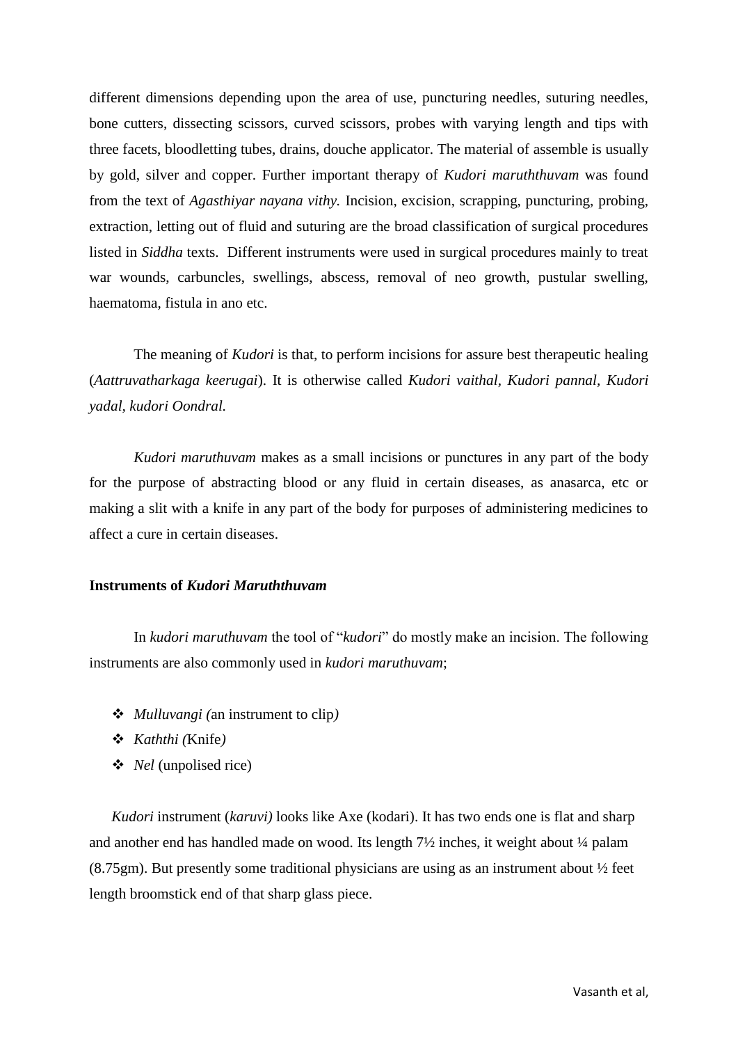different dimensions depending upon the area of use, puncturing needles, suturing needles, bone cutters, dissecting scissors, curved scissors, probes with varying length and tips with three facets, bloodletting tubes, drains, douche applicator. The material of assemble is usually by gold, silver and copper. Further important therapy of *Kudori maruththuvam* was found from the text of *Agasthiyar nayana vithy.* Incision, excision, scrapping, puncturing, probing, extraction, letting out of fluid and suturing are the broad classification of surgical procedures listed in *Siddha* texts. Different instruments were used in surgical procedures mainly to treat war wounds, carbuncles, swellings, abscess, removal of neo growth, pustular swelling, haematoma, fistula in ano etc.

The meaning of *Kudori* is that, to perform incisions for assure best therapeutic healing (*Aattruvatharkaga keerugai*). It is otherwise called *Kudori vaithal, Kudori pannal, Kudori yadal, kudori Oondral.*

*Kudori maruthuvam* makes as a small incisions or punctures in any part of the body for the purpose of abstracting blood or any fluid in certain diseases, as anasarca, etc or making a slit with a knife in any part of the body for purposes of administering medicines to affect a cure in certain diseases.

**Instruments of *Kudori Maruththuvam***

In *kudori maruthuvam* the tool of "*kudori*" do mostly make an incision. The following instruments are also commonly used in *kudori maruthuvam*;

- *Mulluvangi (*an instrument to clip*)*
- *Kaththi (*Knife*)*
- *Nel* (unpolised rice)

*Kudori* instrument (*karuvi)* looks like Axe (kodari). It has two ends one is flat and sharp and another end has handled made on wood. Its length 7½ inches, it weight about ¼ palam (8.75gm). But presently some traditional physicians are using as an instrument about ½ feet length broomstick end of that sharp glass piece.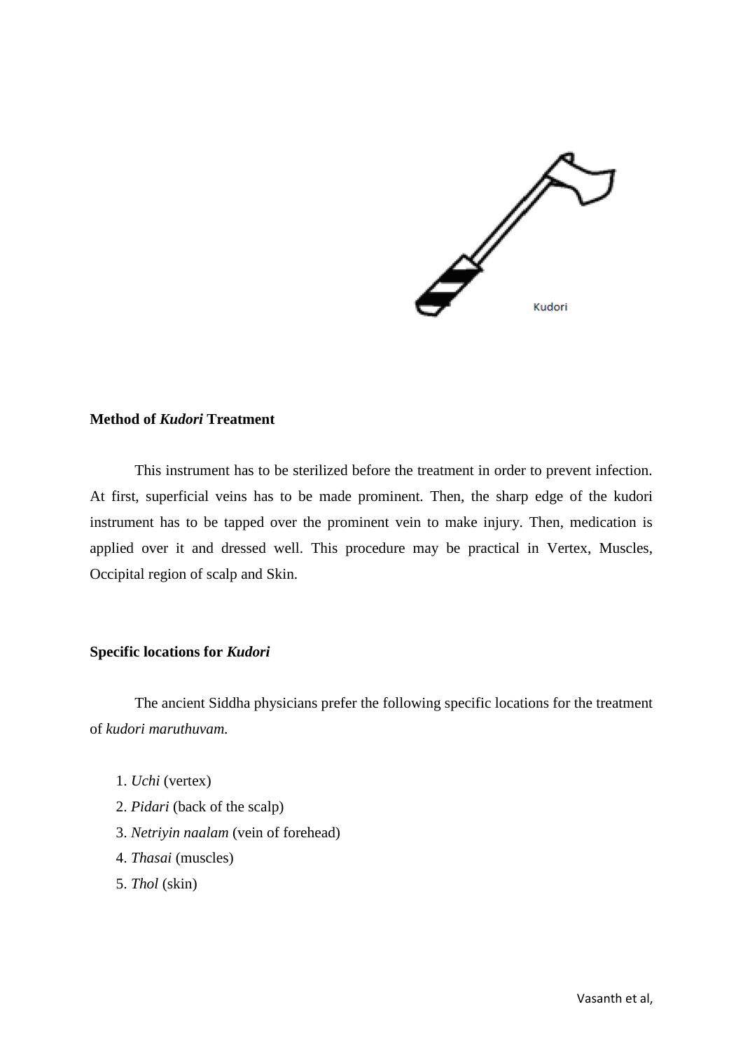Kudori

**Method of *Kudori* Treatment**

This instrument has to be sterilized before the treatment in order to prevent infection. At first, superficial veins has to be made prominent. Then, the sharp edge of the kudori instrument has to be tapped over the prominent vein to make injury. Then, medication is applied over it and dressed well. This procedure may be practical in Vertex, Muscles, Occipital region of scalp and Skin.

**Specific locations for *Kudori***

The ancient Siddha physicians prefer the following specific locations for the treatment of *kudori maruthuvam.*

1. *Uchi* (vertex)
2. *Pidari* (back of the scalp)
3. *Netriyin naalam* (vein of forehead)
4. *Thasai* (muscles)
5. *Thol* (skin)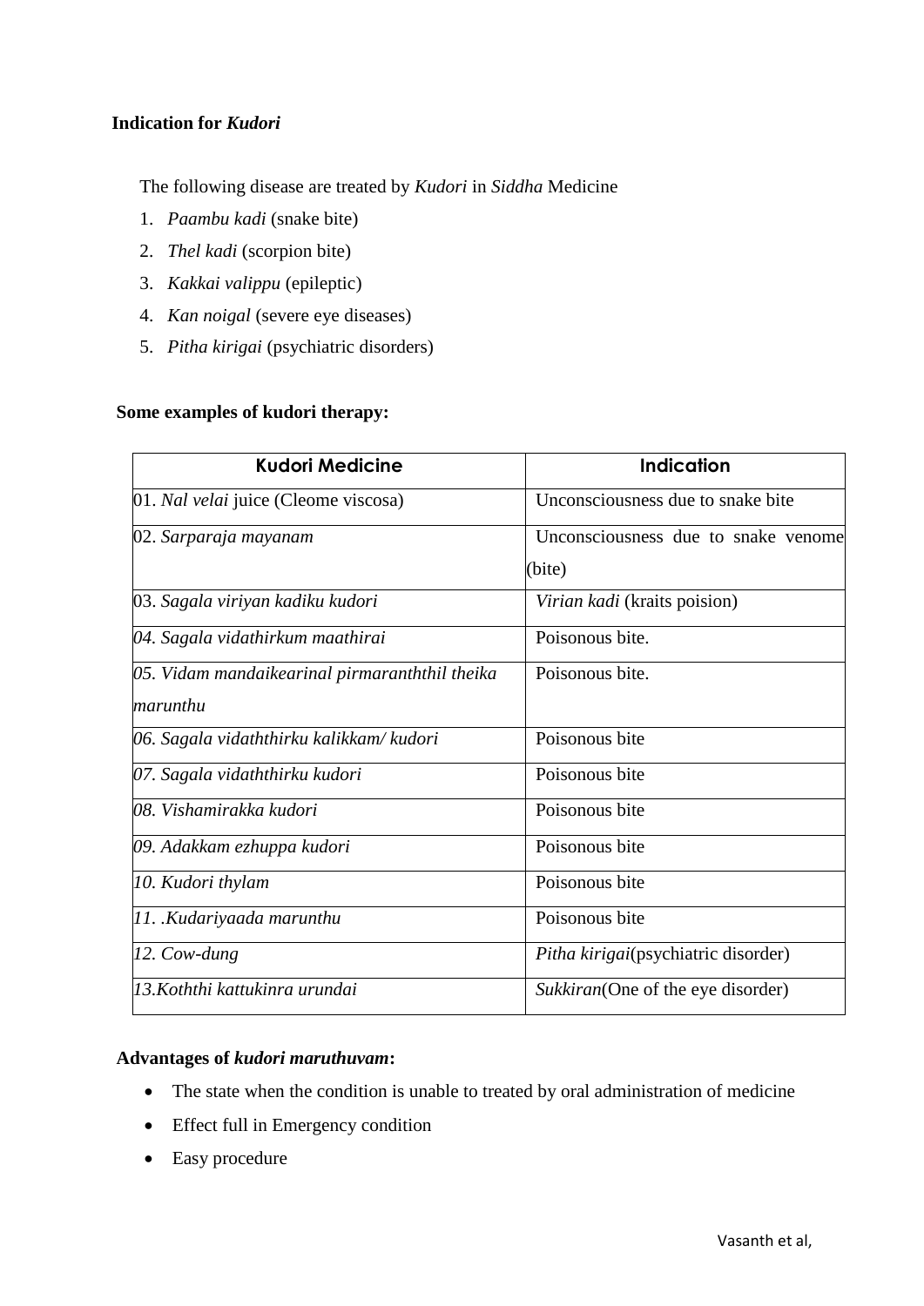**Indication for *Kudori***

The following disease are treated by *Kudori* in *Siddha* Medicine

1. *Paambu kadi* (snake bite)
2. *Thel kadi* (scorpion bite)
3. *Kakkai valippu* (epileptic)
4. *Kan noigal* (severe eye diseases)
5. *Pitha kirigai* (psychiatric disorders)

**Some examples of kudori therapy:**

| Kudori Medicine | Indication |
|---|---|
| 01. *Nal velai* juice (Cleome viscosa) | Unconsciousness due to snake bite |
| 02. *Sarparaja mayanam* | Unconsciousness due to snake venome (bite) |
| 03. *Sagala viriyan kadiku kudori* | *Virian kadi* (kraits poision) |
| *04. Sagala vidathirkum maathirai* | Poisonous bite. |
| *05. Vidam mandaikearinal pirmaranththil theika marunthu* | Poisonous bite. |
| *06. Sagala vidaththirku kalikkam/ kudori* | Poisonous bite |
| *07. Sagala vidaththirku kudori* | Poisonous bite |
| *08. Vishamirakka kudori* | Poisonous bite |
| *09. Adakkam ezhuppa kudori* | Poisonous bite |
| *10. Kudori thylam* | Poisonous bite |
| *11. .Kudariyaada marunthu* | Poisonous bite |
| *12. Cow-dung* | *Pitha kirigai*(psychiatric disorder) |
| *13.Koththi kattukinra urundai* | *Sukkiran*(One of the eye disorder) |

**Advantages of *kudori maruthuvam*:**

- The state when the condition is unable to treated by oral administration of medicine
- Effect full in Emergency condition
- Easy procedure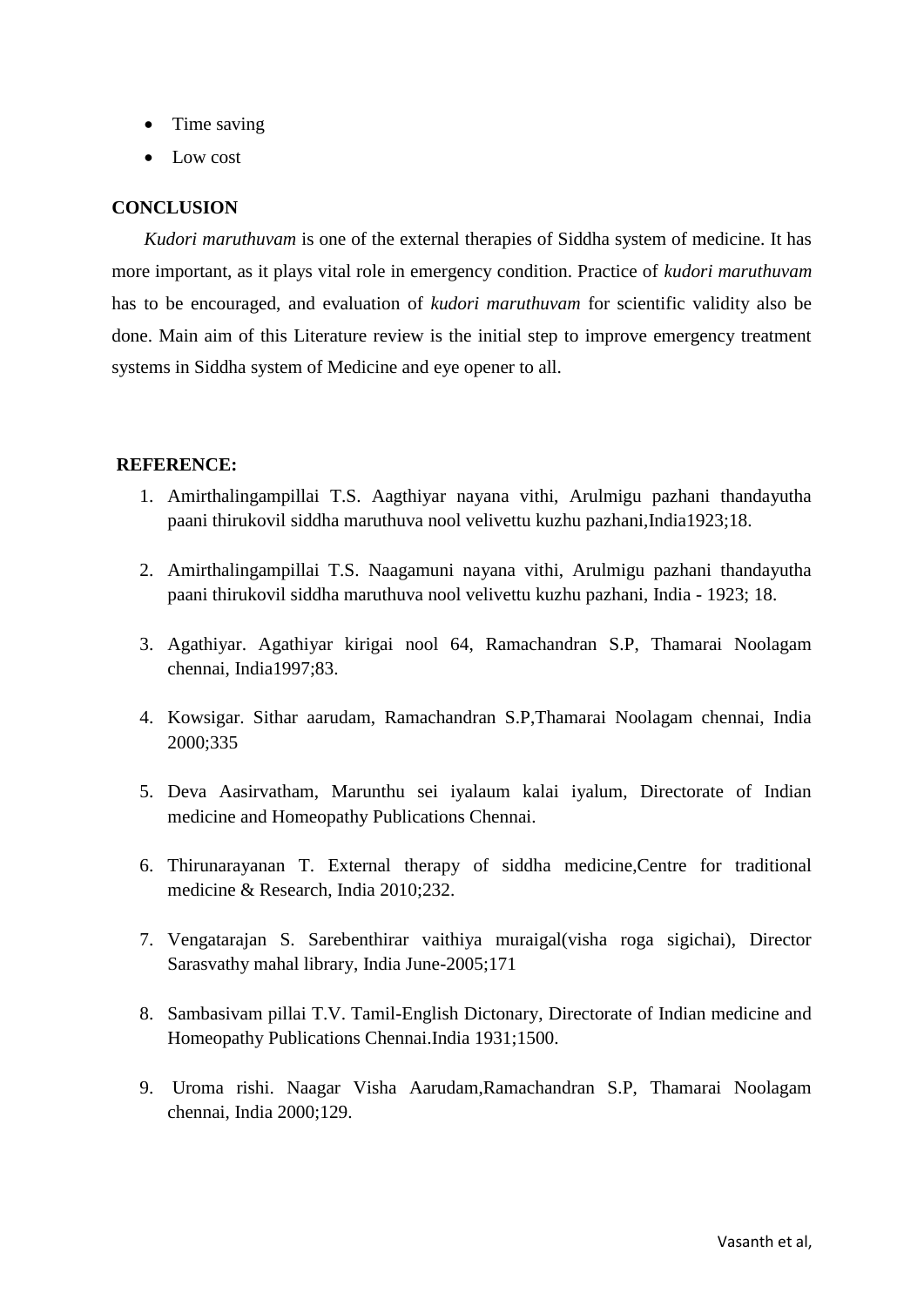- Time saving
- Low cost

## CONCLUSION

*Kudori maruthuvam* is one of the external therapies of Siddha system of medicine. It has more important, as it plays vital role in emergency condition. Practice of *kudori maruthuvam* has to be encouraged, and evaluation of *kudori maruthuvam* for scientific validity also be done. Main aim of this Literature review is the initial step to improve emergency treatment systems in Siddha system of Medicine and eye opener to all.

## REFERENCE:

1. Amirthalingampillai T.S. Aagthiyar nayana vithi, Arulmigu pazhani thandayutha paani thirukovil siddha maruthuva nool velivettu kuzhu pazhani,India1923;18.

2. Amirthalingampillai T.S. Naagamuni nayana vithi, Arulmigu pazhani thandayutha paani thirukovil siddha maruthuva nool velivettu kuzhu pazhani, India - 1923; 18.

3. Agathiyar. Agathiyar kirigai nool 64, Ramachandran S.P, Thamarai Noolagam chennai, India1997;83.

4. Kowsigar. Sithar aarudam, Ramachandran S.P,Thamarai Noolagam chennai, India 2000;335

5. Deva Aasirvatham, Marunthu sei iyalaum kalai iyalum, Directorate of Indian medicine and Homeopathy Publications Chennai.

6. Thirunarayanan T. External therapy of siddha medicine,Centre for traditional medicine & Research, India 2010;232.

7. Vengatarajan S. Sarebenthirar vaithiya muraigal(visha roga sigichai), Director Sarasvathy mahal library, India June-2005;171

8. Sambasivam pillai T.V. Tamil-English Dictonary, Directorate of Indian medicine and Homeopathy Publications Chennai.India 1931;1500.

9. Uroma rishi. Naagar Visha Aarudam,Ramachandran S.P, Thamarai Noolagam chennai, India 2000;129.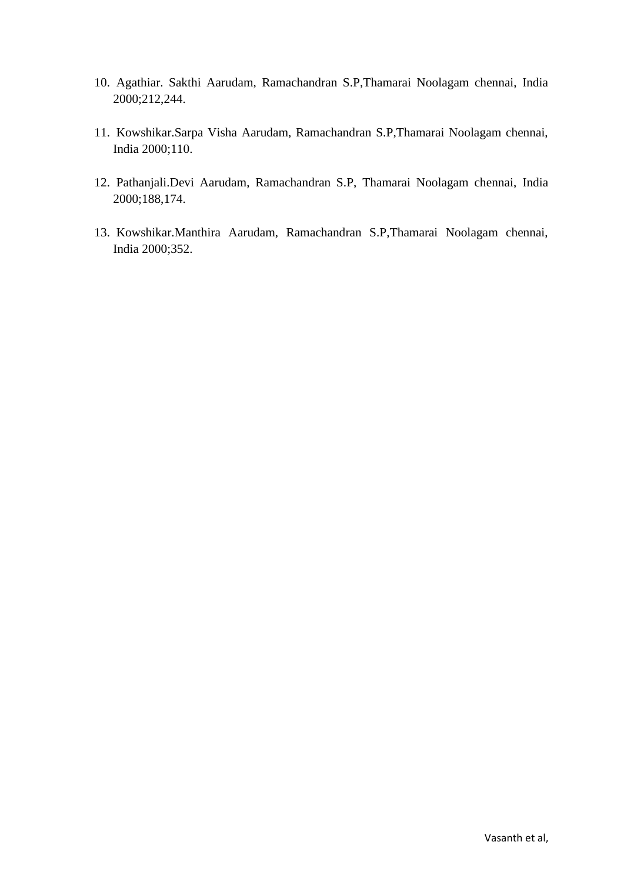10. Agathiar. Sakthi Aarudam, Ramachandran S.P,Thamarai Noolagam chennai, India 2000;212,244.

11. Kowshikar.Sarpa Visha Aarudam, Ramachandran S.P,Thamarai Noolagam chennai, India 2000;110.

12. Pathanjali.Devi Aarudam, Ramachandran S.P, Thamarai Noolagam chennai, India 2000;188,174.

13. Kowshikar.Manthira Aarudam, Ramachandran S.P,Thamarai Noolagam chennai, India 2000;352.